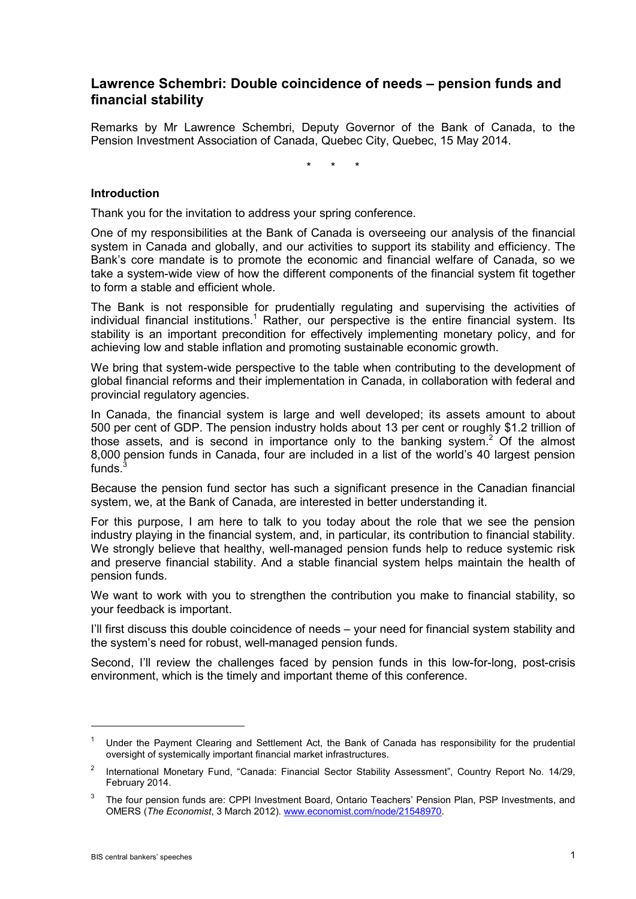# Lawrence Schembri: Double coincidence of needs – pension funds and financial stability

Remarks by Mr Lawrence Schembri, Deputy Governor of the Bank of Canada, to the Pension Investment Association of Canada, Quebec City, Quebec, 15 May 2014.

\* \* \*

### Introduction

Thank you for the invitation to address your spring conference.

One of my responsibilities at the Bank of Canada is overseeing our analysis of the financial system in Canada and globally, and our activities to support its stability and efficiency. The Bank's core mandate is to promote the economic and financial welfare of Canada, so we take a system-wide view of how the different components of the financial system fit together to form a stable and efficient whole.

The Bank is not responsible for prudentially regulating and supervising the activities of individual financial institutions.[1] Rather, our perspective is the entire financial system. Its stability is an important precondition for effectively implementing monetary policy, and for achieving low and stable inflation and promoting sustainable economic growth.

We bring that system-wide perspective to the table when contributing to the development of global financial reforms and their implementation in Canada, in collaboration with federal and provincial regulatory agencies.

In Canada, the financial system is large and well developed; its assets amount to about 500 per cent of GDP. The pension industry holds about 13 per cent or roughly $1.2 trillion of those assets, and is second in importance only to the banking system.[2] Of the almost 8,000 pension funds in Canada, four are included in a list of the world's 40 largest pension funds.[3]

Because the pension fund sector has such a significant presence in the Canadian financial system, we, at the Bank of Canada, are interested in better understanding it.

For this purpose, I am here to talk to you today about the role that we see the pension industry playing in the financial system, and, in particular, its contribution to financial stability. We strongly believe that healthy, well-managed pension funds help to reduce systemic risk and preserve financial stability. And a stable financial system helps maintain the health of pension funds.

We want to work with you to strengthen the contribution you make to financial stability, so your feedback is important.

I'll first discuss this double coincidence of needs – your need for financial system stability and the system's need for robust, well-managed pension funds.

Second, I'll review the challenges faced by pension funds in this low-for-long, post-crisis environment, which is the timely and important theme of this conference.

---

[1] Under the Payment Clearing and Settlement Act, the Bank of Canada has responsibility for the prudential oversight of systemically important financial market infrastructures.

[2] International Monetary Fund, "Canada: Financial Sector Stability Assessment", Country Report No. 14/29, February 2014.

[3] The four pension funds are: CPPI Investment Board, Ontario Teachers' Pension Plan, PSP Investments, and OMERS (*The Economist*, 3 March 2012). www.economist.com/node/21548970.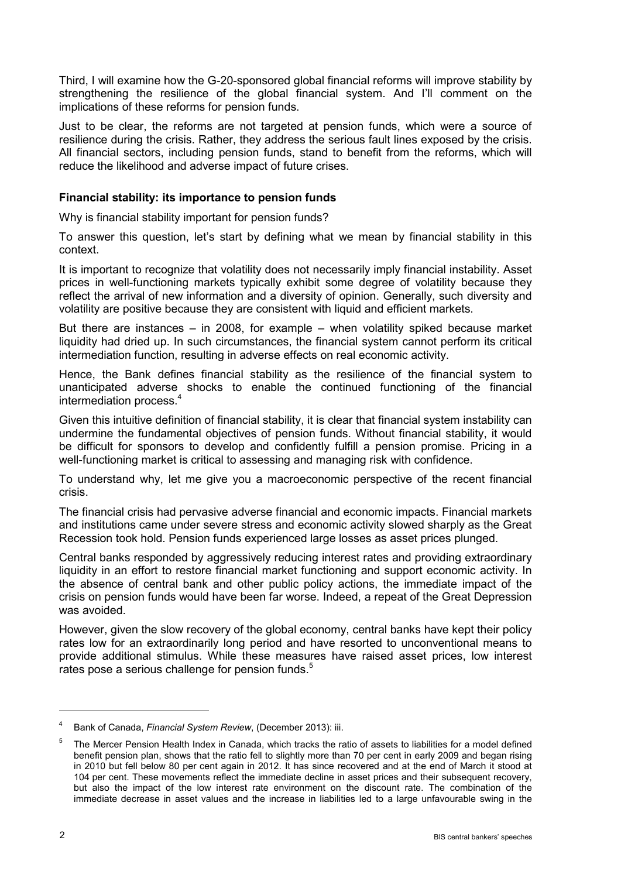Third, I will examine how the G-20-sponsored global financial reforms will improve stability by strengthening the resilience of the global financial system. And I'll comment on the implications of these reforms for pension funds.

Just to be clear, the reforms are not targeted at pension funds, which were a source of resilience during the crisis. Rather, they address the serious fault lines exposed by the crisis. All financial sectors, including pension funds, stand to benefit from the reforms, which will reduce the likelihood and adverse impact of future crises.

**Financial stability: its importance to pension funds**

Why is financial stability important for pension funds?

To answer this question, let's start by defining what we mean by financial stability in this context.

It is important to recognize that volatility does not necessarily imply financial instability. Asset prices in well-functioning markets typically exhibit some degree of volatility because they reflect the arrival of new information and a diversity of opinion. Generally, such diversity and volatility are positive because they are consistent with liquid and efficient markets.

But there are instances – in 2008, for example – when volatility spiked because market liquidity had dried up. In such circumstances, the financial system cannot perform its critical intermediation function, resulting in adverse effects on real economic activity.

Hence, the Bank defines financial stability as the resilience of the financial system to unanticipated adverse shocks to enable the continued functioning of the financial intermediation process.[4]

Given this intuitive definition of financial stability, it is clear that financial system instability can undermine the fundamental objectives of pension funds. Without financial stability, it would be difficult for sponsors to develop and confidently fulfill a pension promise. Pricing in a well-functioning market is critical to assessing and managing risk with confidence.

To understand why, let me give you a macroeconomic perspective of the recent financial crisis.

The financial crisis had pervasive adverse financial and economic impacts. Financial markets and institutions came under severe stress and economic activity slowed sharply as the Great Recession took hold. Pension funds experienced large losses as asset prices plunged.

Central banks responded by aggressively reducing interest rates and providing extraordinary liquidity in an effort to restore financial market functioning and support economic activity. In the absence of central bank and other public policy actions, the immediate impact of the crisis on pension funds would have been far worse. Indeed, a repeat of the Great Depression was avoided.

However, given the slow recovery of the global economy, central banks have kept their policy rates low for an extraordinarily long period and have resorted to unconventional means to provide additional stimulus. While these measures have raised asset prices, low interest rates pose a serious challenge for pension funds.[5]

---

[4] Bank of Canada, *Financial System Review*, (December 2013): iii.

[5] The Mercer Pension Health Index in Canada, which tracks the ratio of assets to liabilities for a model defined benefit pension plan, shows that the ratio fell to slightly more than 70 per cent in early 2009 and began rising in 2010 but fell below 80 per cent again in 2012. It has since recovered and at the end of March it stood at 104 per cent. These movements reflect the immediate decline in asset prices and their subsequent recovery, but also the impact of the low interest rate environment on the discount rate. The combination of the immediate decrease in asset values and the increase in liabilities led to a large unfavourable swing in the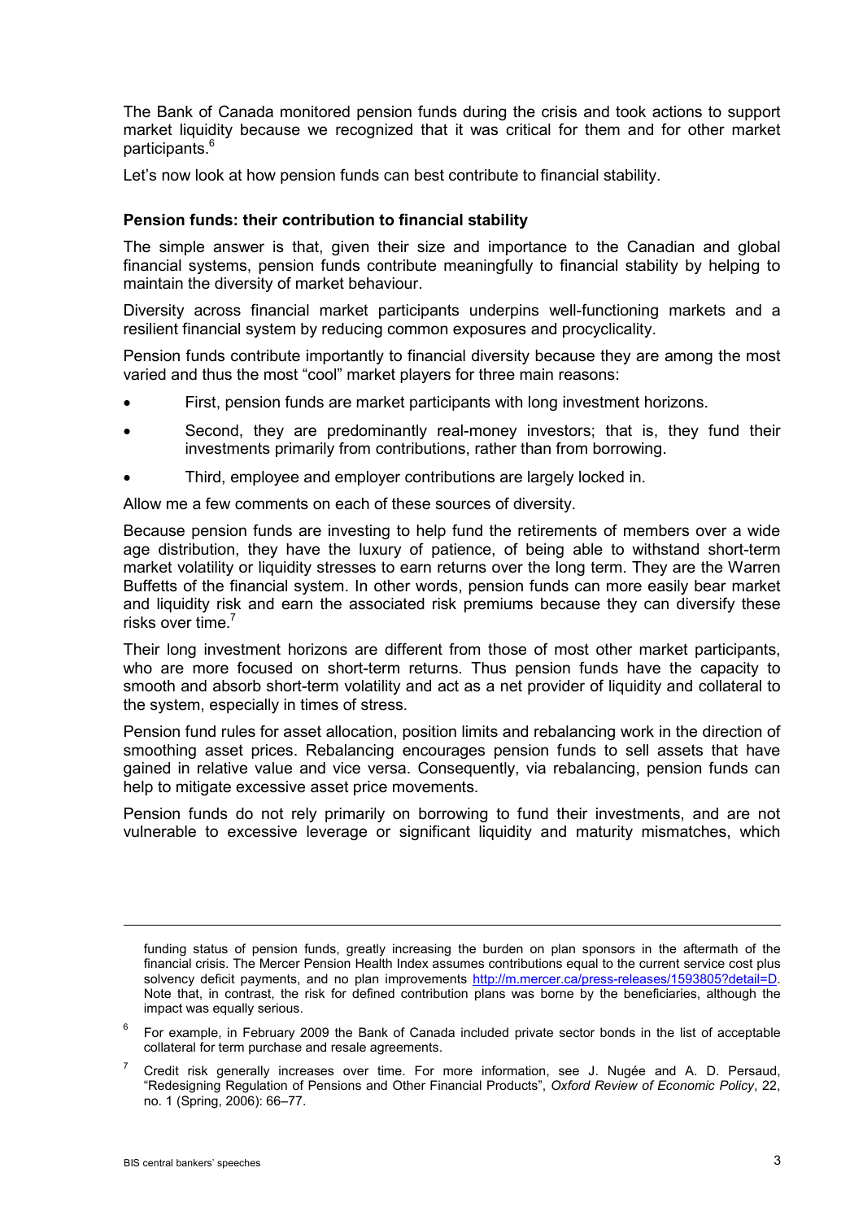The Bank of Canada monitored pension funds during the crisis and took actions to support market liquidity because we recognized that it was critical for them and for other market participants.[6]

Let's now look at how pension funds can best contribute to financial stability.

**Pension funds: their contribution to financial stability**

The simple answer is that, given their size and importance to the Canadian and global financial systems, pension funds contribute meaningfully to financial stability by helping to maintain the diversity of market behaviour.

Diversity across financial market participants underpins well-functioning markets and a resilient financial system by reducing common exposures and procyclicality.

Pension funds contribute importantly to financial diversity because they are among the most varied and thus the most "cool" market players for three main reasons:

- First, pension funds are market participants with long investment horizons.
- Second, they are predominantly real-money investors; that is, they fund their investments primarily from contributions, rather than from borrowing.
- Third, employee and employer contributions are largely locked in.

Allow me a few comments on each of these sources of diversity.

Because pension funds are investing to help fund the retirements of members over a wide age distribution, they have the luxury of patience, of being able to withstand short-term market volatility or liquidity stresses to earn returns over the long term. They are the Warren Buffetts of the financial system. In other words, pension funds can more easily bear market and liquidity risk and earn the associated risk premiums because they can diversify these risks over time.[7]

Their long investment horizons are different from those of most other market participants, who are more focused on short-term returns. Thus pension funds have the capacity to smooth and absorb short-term volatility and act as a net provider of liquidity and collateral to the system, especially in times of stress.

Pension fund rules for asset allocation, position limits and rebalancing work in the direction of smoothing asset prices. Rebalancing encourages pension funds to sell assets that have gained in relative value and vice versa. Consequently, via rebalancing, pension funds can help to mitigate excessive asset price movements.

Pension funds do not rely primarily on borrowing to fund their investments, and are not vulnerable to excessive leverage or significant liquidity and maturity mismatches, which

---

funding status of pension funds, greatly increasing the burden on plan sponsors in the aftermath of the financial crisis. The Mercer Pension Health Index assumes contributions equal to the current service cost plus solvency deficit payments, and no plan improvements http://m.mercer.ca/press-releases/1593805?detail=D. Note that, in contrast, the risk for defined contribution plans was borne by the beneficiaries, although the impact was equally serious.

[6] For example, in February 2009 the Bank of Canada included private sector bonds in the list of acceptable collateral for term purchase and resale agreements.

[7] Credit risk generally increases over time. For more information, see J. Nugée and A. D. Persaud, "Redesigning Regulation of Pensions and Other Financial Products", *Oxford Review of Economic Policy*, 22, no. 1 (Spring, 2006): 66–77.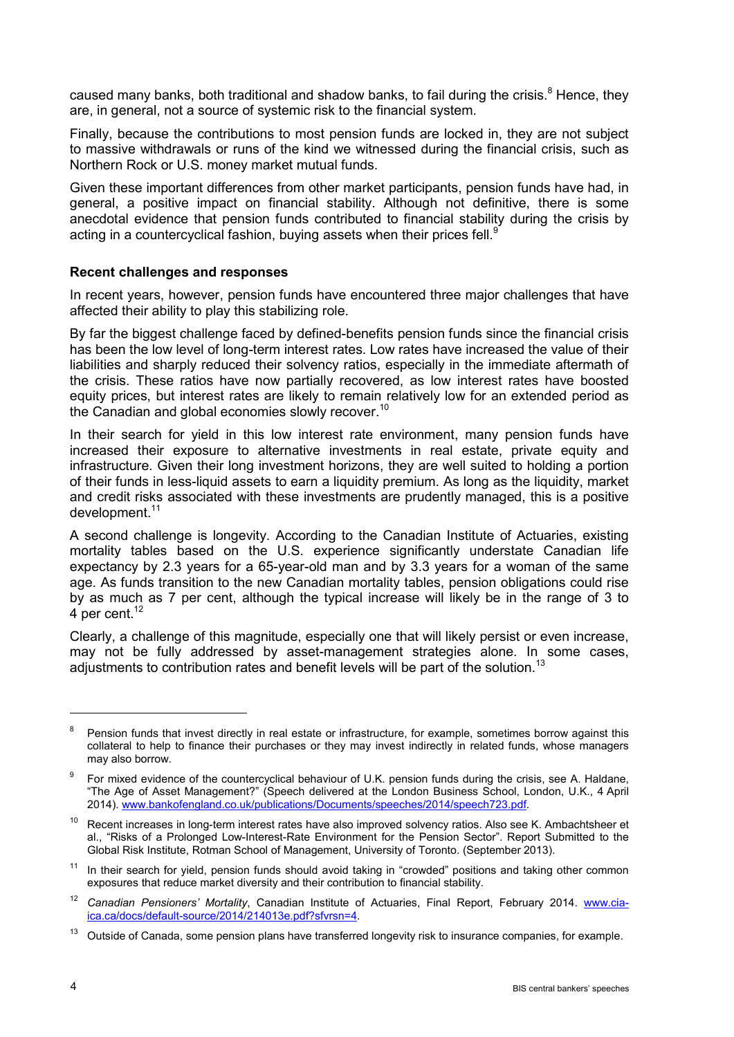caused many banks, both traditional and shadow banks, to fail during the crisis.[8] Hence, they are, in general, not a source of systemic risk to the financial system.

Finally, because the contributions to most pension funds are locked in, they are not subject to massive withdrawals or runs of the kind we witnessed during the financial crisis, such as Northern Rock or U.S. money market mutual funds.

Given these important differences from other market participants, pension funds have had, in general, a positive impact on financial stability. Although not definitive, there is some anecdotal evidence that pension funds contributed to financial stability during the crisis by acting in a countercyclical fashion, buying assets when their prices fell.[9]

**Recent challenges and responses**

In recent years, however, pension funds have encountered three major challenges that have affected their ability to play this stabilizing role.

By far the biggest challenge faced by defined-benefits pension funds since the financial crisis has been the low level of long-term interest rates. Low rates have increased the value of their liabilities and sharply reduced their solvency ratios, especially in the immediate aftermath of the crisis. These ratios have now partially recovered, as low interest rates have boosted equity prices, but interest rates are likely to remain relatively low for an extended period as the Canadian and global economies slowly recover.[10]

In their search for yield in this low interest rate environment, many pension funds have increased their exposure to alternative investments in real estate, private equity and infrastructure. Given their long investment horizons, they are well suited to holding a portion of their funds in less-liquid assets to earn a liquidity premium. As long as the liquidity, market and credit risks associated with these investments are prudently managed, this is a positive development.[11]

A second challenge is longevity. According to the Canadian Institute of Actuaries, existing mortality tables based on the U.S. experience significantly understate Canadian life expectancy by 2.3 years for a 65-year-old man and by 3.3 years for a woman of the same age. As funds transition to the new Canadian mortality tables, pension obligations could rise by as much as 7 per cent, although the typical increase will likely be in the range of 3 to 4 per cent.[12]

Clearly, a challenge of this magnitude, especially one that will likely persist or even increase, may not be fully addressed by asset-management strategies alone. In some cases, adjustments to contribution rates and benefit levels will be part of the solution.[13]

---

[8] Pension funds that invest directly in real estate or infrastructure, for example, sometimes borrow against this collateral to help to finance their purchases or they may invest indirectly in related funds, whose managers may also borrow.

[9] For mixed evidence of the countercyclical behaviour of U.K. pension funds during the crisis, see A. Haldane, "The Age of Asset Management?" (Speech delivered at the London Business School, London, U.K., 4 April 2014). www.bankofengland.co.uk/publications/Documents/speeches/2014/speech723.pdf.

[10] Recent increases in long-term interest rates have also improved solvency ratios. Also see K. Ambachtsheer et al., "Risks of a Prolonged Low-Interest-Rate Environment for the Pension Sector". Report Submitted to the Global Risk Institute, Rotman School of Management, University of Toronto. (September 2013).

[11] In their search for yield, pension funds should avoid taking in "crowded" positions and taking other common exposures that reduce market diversity and their contribution to financial stability.

[12] *Canadian Pensioners' Mortality*, Canadian Institute of Actuaries, Final Report, February 2014. www.cia-ica.ca/docs/default-source/2014/214013e.pdf?sfvrsn=4.

[13] Outside of Canada, some pension plans have transferred longevity risk to insurance companies, for example.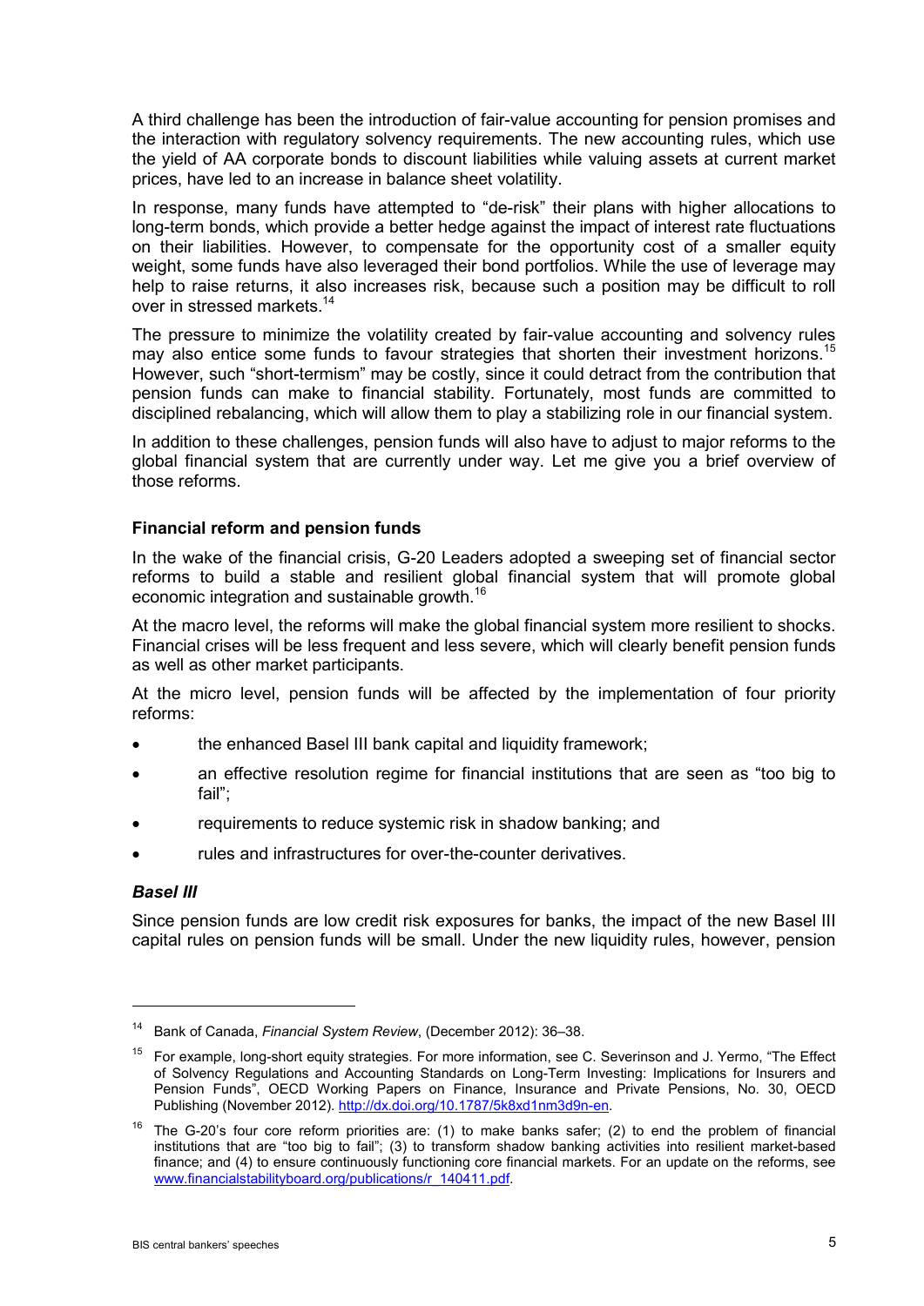A third challenge has been the introduction of fair-value accounting for pension promises and the interaction with regulatory solvency requirements. The new accounting rules, which use the yield of AA corporate bonds to discount liabilities while valuing assets at current market prices, have led to an increase in balance sheet volatility.

In response, many funds have attempted to "de-risk" their plans with higher allocations to long-term bonds, which provide a better hedge against the impact of interest rate fluctuations on their liabilities. However, to compensate for the opportunity cost of a smaller equity weight, some funds have also leveraged their bond portfolios. While the use of leverage may help to raise returns, it also increases risk, because such a position may be difficult to roll over in stressed markets.[14]

The pressure to minimize the volatility created by fair-value accounting and solvency rules may also entice some funds to favour strategies that shorten their investment horizons.[15] However, such "short-termism" may be costly, since it could detract from the contribution that pension funds can make to financial stability. Fortunately, most funds are committed to disciplined rebalancing, which will allow them to play a stabilizing role in our financial system.

In addition to these challenges, pension funds will also have to adjust to major reforms to the global financial system that are currently under way. Let me give you a brief overview of those reforms.

### Financial reform and pension funds

In the wake of the financial crisis, G-20 Leaders adopted a sweeping set of financial sector reforms to build a stable and resilient global financial system that will promote global economic integration and sustainable growth.[16]

At the macro level, the reforms will make the global financial system more resilient to shocks. Financial crises will be less frequent and less severe, which will clearly benefit pension funds as well as other market participants.

At the micro level, pension funds will be affected by the implementation of four priority reforms:

- the enhanced Basel III bank capital and liquidity framework;
- an effective resolution regime for financial institutions that are seen as "too big to fail";
- requirements to reduce systemic risk in shadow banking; and
- rules and infrastructures for over-the-counter derivatives.

#### *Basel III*

Since pension funds are low credit risk exposures for banks, the impact of the new Basel III capital rules on pension funds will be small. Under the new liquidity rules, however, pension

---

[14] Bank of Canada, *Financial System Review*, (December 2012): 36–38.

[15] For example, long-short equity strategies. For more information, see C. Severinson and J. Yermo, "The Effect of Solvency Regulations and Accounting Standards on Long-Term Investing: Implications for Insurers and Pension Funds", OECD Working Papers on Finance, Insurance and Private Pensions, No. 30, OECD Publishing (November 2012). http://dx.doi.org/10.1787/5k8xd1nm3d9n-en.

[16] The G-20's four core reform priorities are: (1) to make banks safer; (2) to end the problem of financial institutions that are "too big to fail"; (3) to transform shadow banking activities into resilient market-based finance; and (4) to ensure continuously functioning core financial markets. For an update on the reforms, see www.financialstabilityboard.org/publications/r_140411.pdf.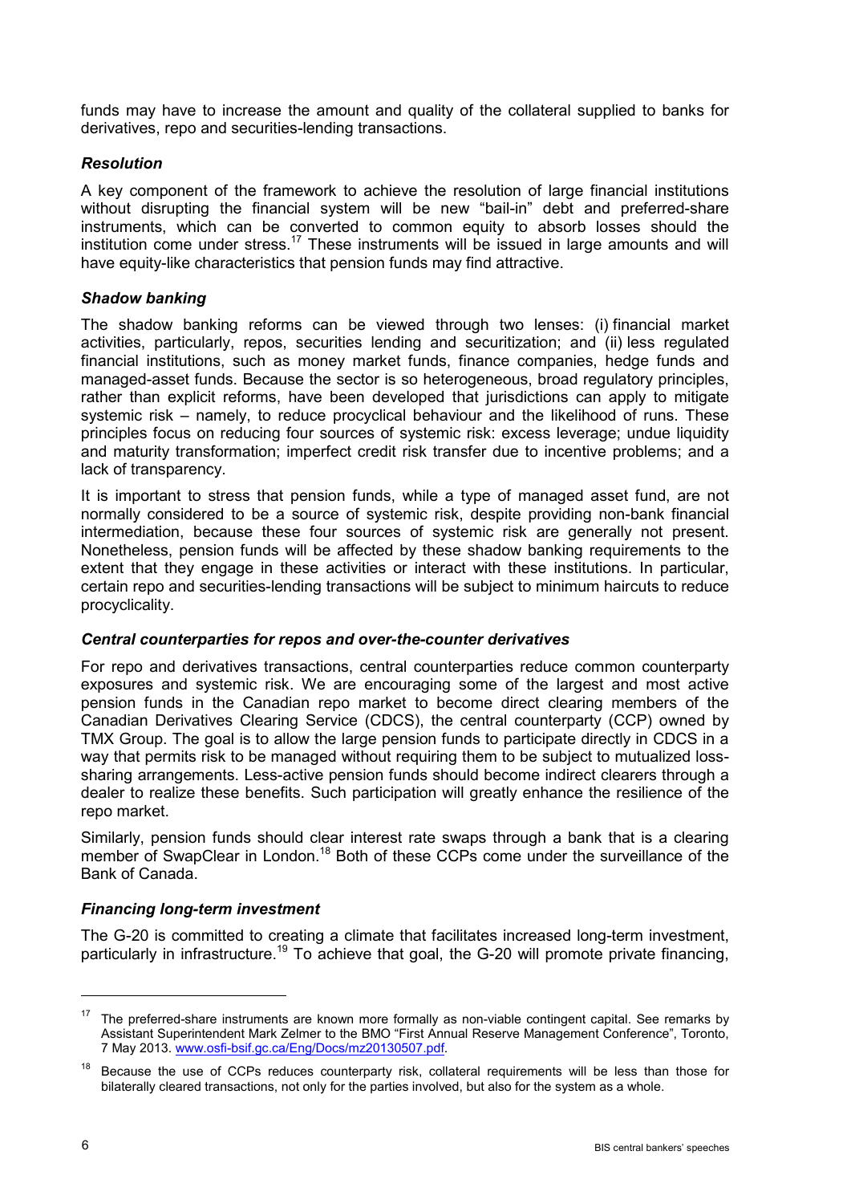funds may have to increase the amount and quality of the collateral supplied to banks for derivatives, repo and securities-lending transactions.

### *Resolution*

A key component of the framework to achieve the resolution of large financial institutions without disrupting the financial system will be new "bail-in" debt and preferred-share instruments, which can be converted to common equity to absorb losses should the institution come under stress.[17] These instruments will be issued in large amounts and will have equity-like characteristics that pension funds may find attractive.

### *Shadow banking*

The shadow banking reforms can be viewed through two lenses: (i) financial market activities, particularly, repos, securities lending and securitization; and (ii) less regulated financial institutions, such as money market funds, finance companies, hedge funds and managed-asset funds. Because the sector is so heterogeneous, broad regulatory principles, rather than explicit reforms, have been developed that jurisdictions can apply to mitigate systemic risk – namely, to reduce procyclical behaviour and the likelihood of runs. These principles focus on reducing four sources of systemic risk: excess leverage; undue liquidity and maturity transformation; imperfect credit risk transfer due to incentive problems; and a lack of transparency.

It is important to stress that pension funds, while a type of managed asset fund, are not normally considered to be a source of systemic risk, despite providing non-bank financial intermediation, because these four sources of systemic risk are generally not present. Nonetheless, pension funds will be affected by these shadow banking requirements to the extent that they engage in these activities or interact with these institutions. In particular, certain repo and securities-lending transactions will be subject to minimum haircuts to reduce procyclicality.

### *Central counterparties for repos and over-the-counter derivatives*

For repo and derivatives transactions, central counterparties reduce common counterparty exposures and systemic risk. We are encouraging some of the largest and most active pension funds in the Canadian repo market to become direct clearing members of the Canadian Derivatives Clearing Service (CDCS), the central counterparty (CCP) owned by TMX Group. The goal is to allow the large pension funds to participate directly in CDCS in a way that permits risk to be managed without requiring them to be subject to mutualized loss-sharing arrangements. Less-active pension funds should become indirect clearers through a dealer to realize these benefits. Such participation will greatly enhance the resilience of the repo market.

Similarly, pension funds should clear interest rate swaps through a bank that is a clearing member of SwapClear in London.[18] Both of these CCPs come under the surveillance of the Bank of Canada.

### *Financing long-term investment*

The G-20 is committed to creating a climate that facilitates increased long-term investment, particularly in infrastructure.[19] To achieve that goal, the G-20 will promote private financing,

---

[17] The preferred-share instruments are known more formally as non-viable contingent capital. See remarks by Assistant Superintendent Mark Zelmer to the BMO "First Annual Reserve Management Conference", Toronto, 7 May 2013. www.osfi-bsif.gc.ca/Eng/Docs/mz20130507.pdf.

[18] Because the use of CCPs reduces counterparty risk, collateral requirements will be less than those for bilaterally cleared transactions, not only for the parties involved, but also for the system as a whole.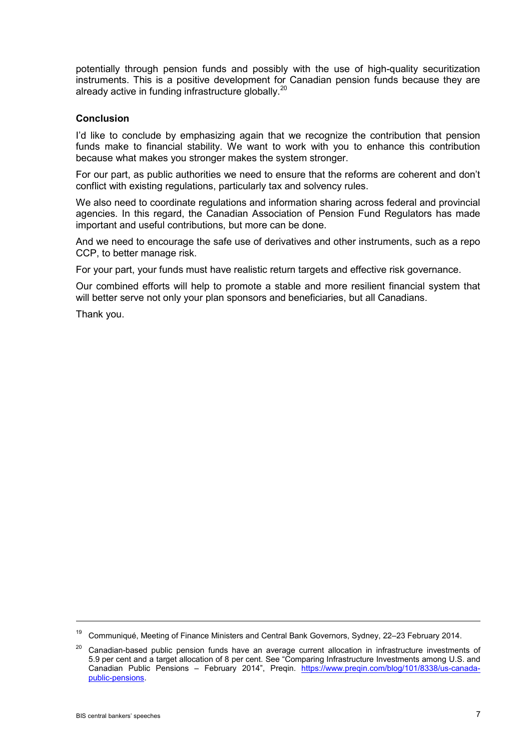potentially through pension funds and possibly with the use of high-quality securitization instruments. This is a positive development for Canadian pension funds because they are already active in funding infrastructure globally.[20]

## Conclusion

I'd like to conclude by emphasizing again that we recognize the contribution that pension funds make to financial stability. We want to work with you to enhance this contribution because what makes you stronger makes the system stronger.

For our part, as public authorities we need to ensure that the reforms are coherent and don't conflict with existing regulations, particularly tax and solvency rules.

We also need to coordinate regulations and information sharing across federal and provincial agencies. In this regard, the Canadian Association of Pension Fund Regulators has made important and useful contributions, but more can be done.

And we need to encourage the safe use of derivatives and other instruments, such as a repo CCP, to better manage risk.

For your part, your funds must have realistic return targets and effective risk governance.

Our combined efforts will help to promote a stable and more resilient financial system that will better serve not only your plan sponsors and beneficiaries, but all Canadians.

Thank you.

---

[19] Communiqué, Meeting of Finance Ministers and Central Bank Governors, Sydney, 22–23 February 2014.

[20] Canadian-based public pension funds have an average current allocation in infrastructure investments of 5.9 per cent and a target allocation of 8 per cent. See "Comparing Infrastructure Investments among U.S. and Canadian Public Pensions – February 2014", Preqin. https://www.preqin.com/blog/101/8338/us-canada-public-pensions.